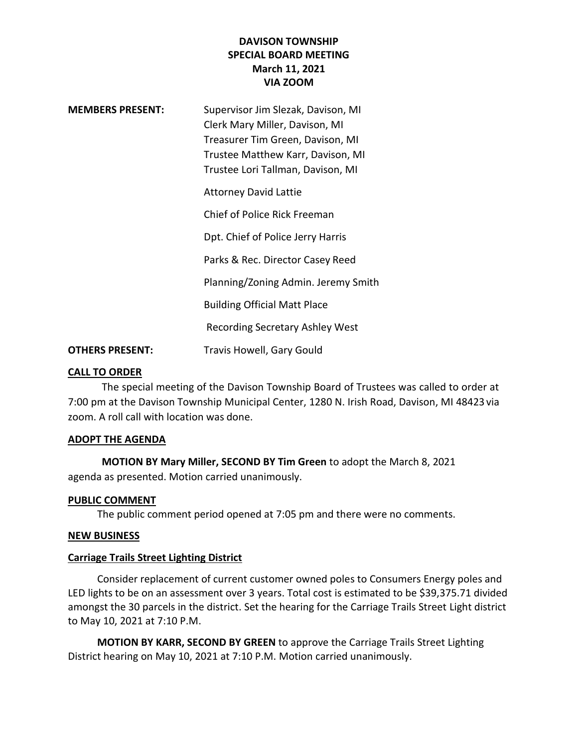# DAVISON TOWNSHIP
## SPECIAL BOARD MEETING
### March 11, 2021
### VIA ZOOM

**MEMBERS PRESENT:**
Supervisor Jim Slezak, Davison, MI
Clerk Mary Miller, Davison, MI
Treasurer Tim Green, Davison, MI
Trustee Matthew Karr, Davison, MI
Trustee Lori Tallman, Davison, MI

Attorney David Lattie

Chief of Police Rick Freeman

Dpt. Chief of Police Jerry Harris

Parks & Rec. Director Casey Reed

Planning/Zoning Admin. Jeremy Smith

Building Official Matt Place

Recording Secretary Ashley West

**OTHERS PRESENT:** Travis Howell, Gary Gould

**CALL TO ORDER**

The special meeting of the Davison Township Board of Trustees was called to order at 7:00 pm at the Davison Township Municipal Center, 1280 N. Irish Road, Davison, MI 48423 via zoom. A roll call with location was done.

**ADOPT THE AGENDA**

**MOTION BY Mary Miller, SECOND BY Tim Green** to adopt the March 8, 2021 agenda as presented. Motion carried unanimously.

**PUBLIC COMMENT**

The public comment period opened at 7:05 pm and there were no comments.

**NEW BUSINESS**

**Carriage Trails Street Lighting District**

Consider replacement of current customer owned poles to Consumers Energy poles and LED lights to be on an assessment over 3 years. Total cost is estimated to be $39,375.71 divided amongst the 30 parcels in the district. Set the hearing for the Carriage Trails Street Light district to May 10, 2021 at 7:10 P.M.

**MOTION BY KARR, SECOND BY GREEN** to approve the Carriage Trails Street Lighting District hearing on May 10, 2021 at 7:10 P.M. Motion carried unanimously.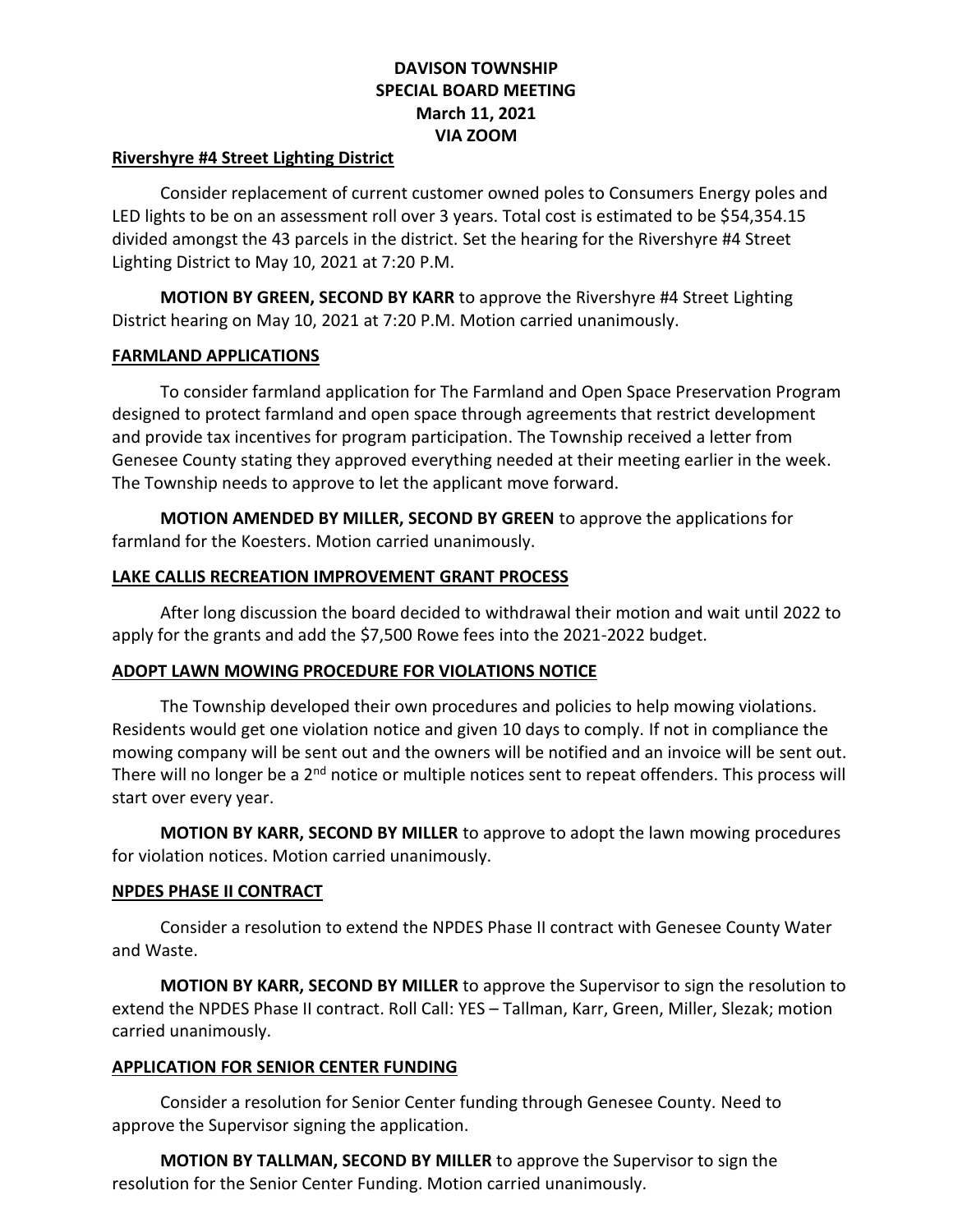**DAVISON TOWNSHIP**
**SPECIAL BOARD MEETING**
**March 11, 2021**
**VIA ZOOM**

**Rivershyre #4 Street Lighting District**

Consider replacement of current customer owned poles to Consumers Energy poles and LED lights to be on an assessment roll over 3 years. Total cost is estimated to be $54,354.15 divided amongst the 43 parcels in the district. Set the hearing for the Rivershyre #4 Street Lighting District to May 10, 2021 at 7:20 P.M.

**MOTION BY GREEN, SECOND BY KARR** to approve the Rivershyre #4 Street Lighting District hearing on May 10, 2021 at 7:20 P.M. Motion carried unanimously.

**FARMLAND APPLICATIONS**

To consider farmland application for The Farmland and Open Space Preservation Program designed to protect farmland and open space through agreements that restrict development and provide tax incentives for program participation. The Township received a letter from Genesee County stating they approved everything needed at their meeting earlier in the week. The Township needs to approve to let the applicant move forward.

**MOTION AMENDED BY MILLER, SECOND BY GREEN** to approve the applications for farmland for the Koesters. Motion carried unanimously.

**LAKE CALLIS RECREATION IMPROVEMENT GRANT PROCESS**

After long discussion the board decided to withdrawal their motion and wait until 2022 to apply for the grants and add the $7,500 Rowe fees into the 2021-2022 budget.

**ADOPT LAWN MOWING PROCEDURE FOR VIOLATIONS NOTICE**

The Township developed their own procedures and policies to help mowing violations. Residents would get one violation notice and given 10 days to comply. If not in compliance the mowing company will be sent out and the owners will be notified and an invoice will be sent out. There will no longer be a 2nd notice or multiple notices sent to repeat offenders. This process will start over every year.

**MOTION BY KARR, SECOND BY MILLER** to approve to adopt the lawn mowing procedures for violation notices. Motion carried unanimously.

**NPDES PHASE II CONTRACT**

Consider a resolution to extend the NPDES Phase II contract with Genesee County Water and Waste.

**MOTION BY KARR, SECOND BY MILLER** to approve the Supervisor to sign the resolution to extend the NPDES Phase II contract. Roll Call: YES – Tallman, Karr, Green, Miller, Slezak; motion carried unanimously.

**APPLICATION FOR SENIOR CENTER FUNDING**

Consider a resolution for Senior Center funding through Genesee County. Need to approve the Supervisor signing the application.

**MOTION BY TALLMAN, SECOND BY MILLER** to approve the Supervisor to sign the resolution for the Senior Center Funding. Motion carried unanimously.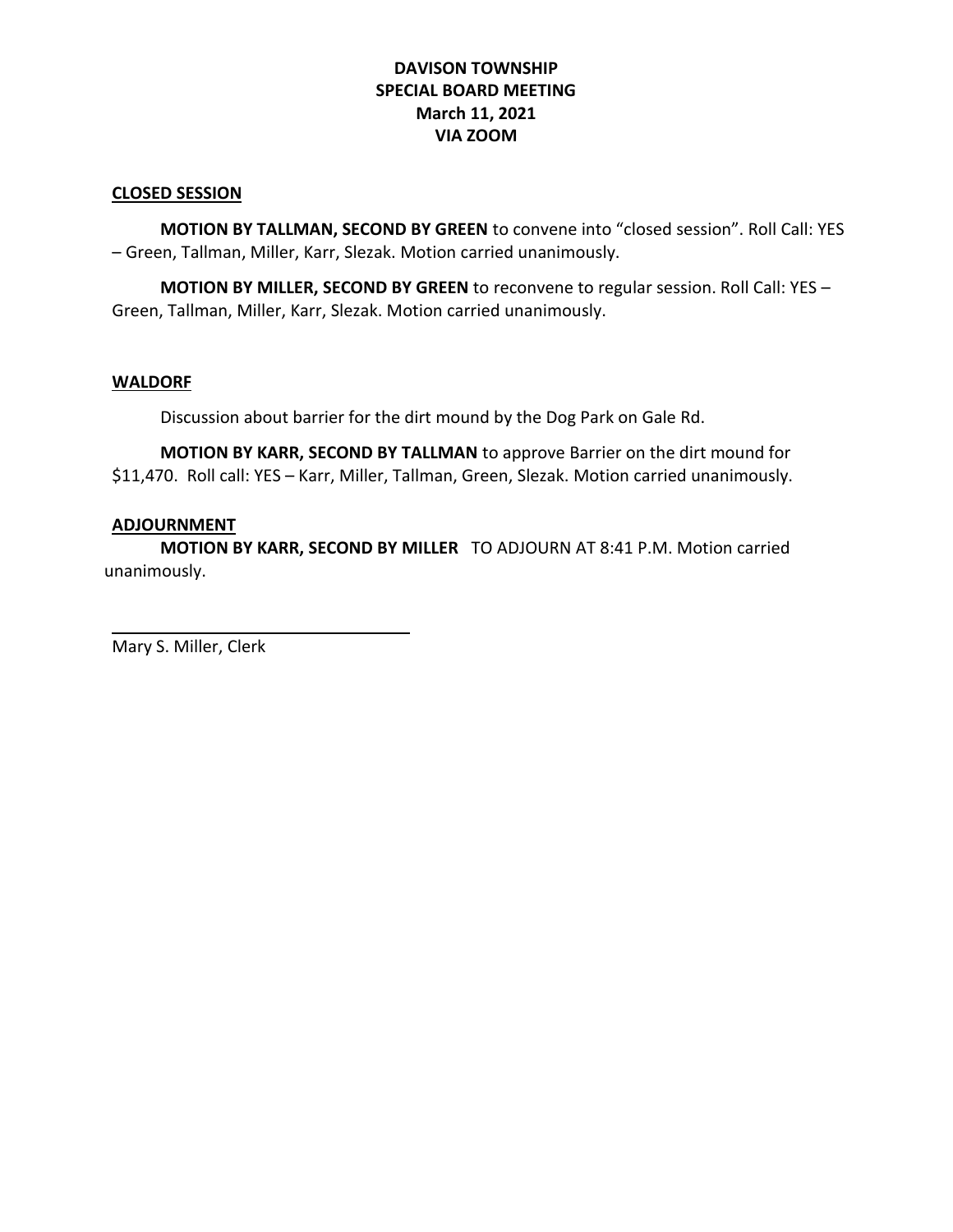# DAVISON TOWNSHIP
## SPECIAL BOARD MEETING
## March 11, 2021
## VIA ZOOM

**CLOSED SESSION**

**MOTION BY TALLMAN, SECOND BY GREEN** to convene into "closed session". Roll Call: YES – Green, Tallman, Miller, Karr, Slezak. Motion carried unanimously.

**MOTION BY MILLER, SECOND BY GREEN** to reconvene to regular session. Roll Call: YES – Green, Tallman, Miller, Karr, Slezak. Motion carried unanimously.

**WALDORF**

Discussion about barrier for the dirt mound by the Dog Park on Gale Rd.

**MOTION BY KARR, SECOND BY TALLMAN** to approve Barrier on the dirt mound for $11,470. Roll call: YES – Karr, Miller, Tallman, Green, Slezak. Motion carried unanimously.

**ADJOURNMENT**

**MOTION BY KARR, SECOND BY MILLER** TO ADJOURN AT 8:41 P.M. Motion carried unanimously.

Mary S. Miller, Clerk